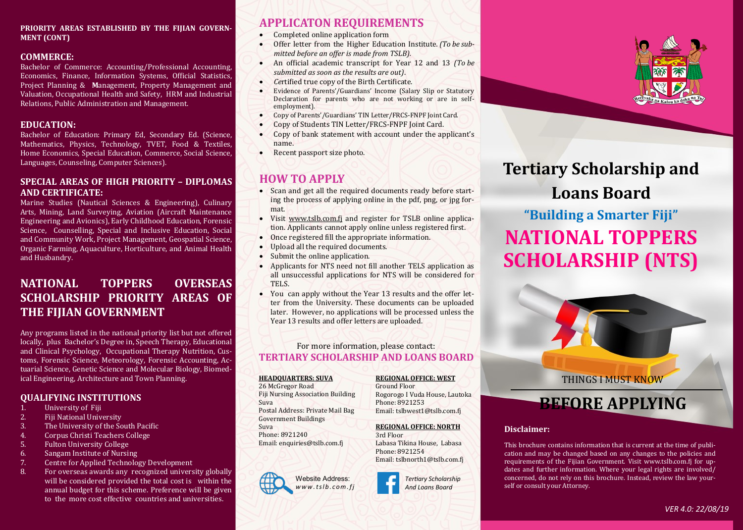**PRIORITY AREAS ESTABLISHED BY THE FIJIAN GOVERNMENT (CONT)**

### COMMERCE:

Bachelor of Commerce: Accounting/Professional Accounting, Economics, Finance, Information Systems, Official Statistics, Project Planning & Management, Property Management and Valuation, Occupational Health and Safety, HRM and Industrial Relations, Public Administration and Management.

### EDUCATION:

Bachelor of Education: Primary Ed, Secondary Ed. (Science, Mathematics, Physics, Technology, TVET, Food & Textiles, Home Economics, Special Education, Commerce, Social Science, Languages, Counseling, Computer Sciences).

### SPECIAL AREAS OF HIGH PRIORITY – DIPLOMAS AND CERTIFICATE:

Marine Studies (Nautical Sciences & Engineering), Culinary Arts, Mining, Land Surveying, Aviation (Aircraft Maintenance Engineering and Avionics), Early Childhood Education, Forensic Science, Counselling, Special and Inclusive Education, Social and Community Work, Project Management, Geospatial Science, Organic Farming, Aquaculture, Horticulture, and Animal Health and Husbandry.

## NATIONAL TOPPERS OVERSEAS SCHOLARSHIP PRIORITY AREAS OF THE FIJIAN GOVERNMENT

Any programs listed in the national priority list but not offered locally, plus Bachelor's Degree in, Speech Therapy, Educational and Clinical Psychology, Occupational Therapy Nutrition, Customs, Forensic Science, Meteorology, Forensic Accounting, Actuarial Science, Genetic Science and Molecular Biology, Biomedical Engineering, Architecture and Town Planning.

### QUALIFYING INSTITUTIONS

1. University of Fiji
2. Fiji National University
3. The University of the South Pacific
4. Corpus Christi Teachers College
5. Fulton University College
6. Sangam Institute of Nursing
7. Centre for Applied Technology Development
8. For overseas awards any recognized university globally will be considered provided the total cost is within the annual budget for this scheme. Preference will be given to the more cost effective countries and universities.

## APPLICATON REQUIREMENTS

- Completed online application form
- Offer letter from the Higher Education Institute. *(To be submitted before an offer is made from TSLB).*
- An official academic transcript for Year 12 and 13 *(To be submitted as soon as the results are out)*.
- *Ce*rtified true copy of the Birth Certificate.
- Evidence of Parents'/Guardians' Income (Salary Slip or Statutory Declaration for parents who are not working or are in self-employment).
- Copy of Parents'/Guardians' TIN Letter/FRCS-FNPF Joint Card.
- Copy of Students TIN Letter/FRCS-FNPF Joint Card.
- Copy of bank statement with account under the applicant's name.
- Recent passport size photo.

## HOW TO APPLY

- Scan and get all the required documents ready before starting the process of applying online in the pdf, png, or jpg format.
- Visit www.tslb.com.fj and register for TSLB online application. Applicants cannot apply online unless registered first.
- Once registered fill the appropriate information.
- Upload all the required documents.
- Submit the online application.
- Applicants for NTS need not fill another TELS application as all unsuccessful applications for NTS will be considered for TELS.
- You can apply without the Year 13 results and the offer letter from the University. These documents can be uploaded later. However, no applications will be processed unless the Year 13 results and offer letters are uploaded.

For more information, please contact:

**TERTIARY SCHOLARSHIP AND LOANS BOARD**

**HEADQUARTERS: SUVA**
26 McGregor Road
Fiji Nursing Association Building
Suva
Postal Address: Private Mail Bag
Government Buildings
Suva
Phone: 8921240
Email: enquiries@tslb.com.fj

**REGIONAL OFFICE: WEST**
Ground Floor
Rogorogo I Vuda House, Lautoka
Phone: 8921253
Email: tslbwest1@tslb.com.fj

**REGIONAL OFFICE: NORTH**
3rd Floor
Labasa Tikina House, Labasa
Phone: 8921254
Email: tslbnorth1@tslb.com.fj

Website Address: *www.tslb.com.fj*

*Tertiary Scholarship And Loans Board*

Rerevaka na Kalou ka doka na Tui

# Tertiary Scholarship and Loans Board

## "Building a Smarter Fiji"

# NATIONAL TOPPERS SCHOLARSHIP (NTS)

THINGS I MUST KNOW

## BEFORE APPLYING

**Disclaimer:**

This brochure contains information that is current at the time of publication and may be changed based on any changes to the policies and requirements of the Fijian Government. Visit www.tslb.com.fj for updates and further information. Where your legal rights are involved/concerned, do not rely on this brochure. Instead, review the law yourself or consult your Attorney.

*VER 4.0: 22/08/19*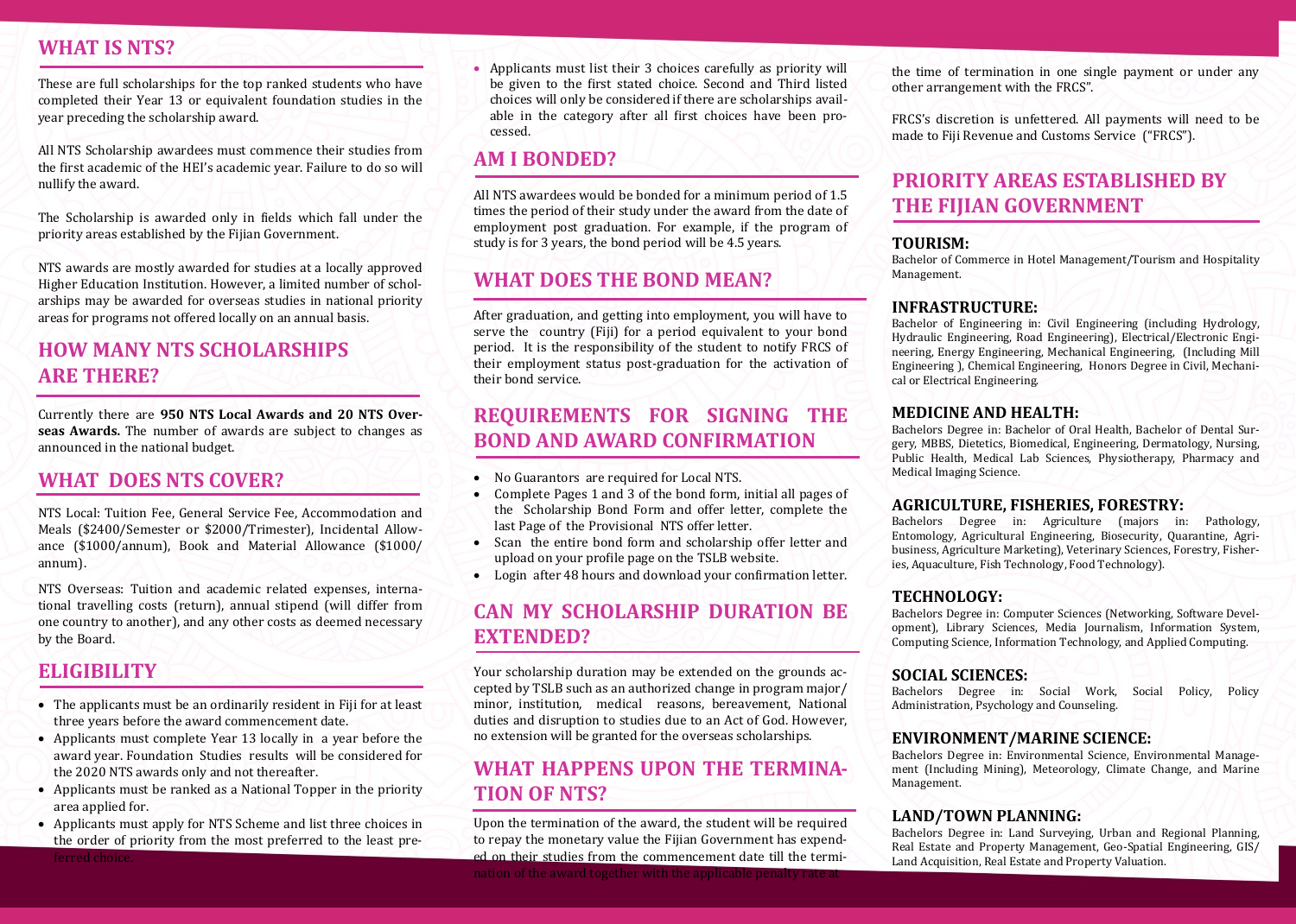## WHAT IS NTS?

These are full scholarships for the top ranked students who have completed their Year 13 or equivalent foundation studies in the year preceding the scholarship award.

All NTS Scholarship awardees must commence their studies from the first academic of the HEI's academic year. Failure to do so will nullify the award.

The Scholarship is awarded only in fields which fall under the priority areas established by the Fijian Government.

NTS awards are mostly awarded for studies at a locally approved Higher Education Institution. However, a limited number of scholarships may be awarded for overseas studies in national priority areas for programs not offered locally on an annual basis.

## HOW MANY NTS SCHOLARSHIPS ARE THERE?

Currently there are **950 NTS Local Awards and 20 NTS Overseas Awards.** The number of awards are subject to changes as announced in the national budget.

## WHAT DOES NTS COVER?

NTS Local: Tuition Fee, General Service Fee, Accommodation and Meals ($2400/Semester or $2000/Trimester), Incidental Allowance ($1000/annum), Book and Material Allowance ($1000/annum).

NTS Overseas: Tuition and academic related expenses, international travelling costs (return), annual stipend (will differ from one country to another), and any other costs as deemed necessary by the Board.

## ELIGIBILITY

- The applicants must be an ordinarily resident in Fiji for at least three years before the award commencement date.
- Applicants must complete Year 13 locally in a year before the award year. Foundation Studies results will be considered for the 2020 NTS awards only and not thereafter.
- Applicants must be ranked as a National Topper in the priority area applied for.
- Applicants must apply for NTS Scheme and list three choices in the order of priority from the most preferred to the least preferred choice.
- Applicants must list their 3 choices carefully as priority will be given to the first stated choice. Second and Third listed choices will only be considered if there are scholarships available in the category after all first choices have been processed.

## AM I BONDED?

All NTS awardees would be bonded for a minimum period of 1.5 times the period of their study under the award from the date of employment post graduation. For example, if the program of study is for 3 years, the bond period will be 4.5 years.

## WHAT DOES THE BOND MEAN?

After graduation, and getting into employment, you will have to serve the country (Fiji) for a period equivalent to your bond period. It is the responsibility of the student to notify FRCS of their employment status post-graduation for the activation of their bond service.

## REQUIREMENTS FOR SIGNING THE BOND AND AWARD CONFIRMATION

- No Guarantors are required for Local NTS.
- Complete Pages 1 and 3 of the bond form, initial all pages of the Scholarship Bond Form and offer letter, complete the last Page of the Provisional NTS offer letter.
- Scan the entire bond form and scholarship offer letter and upload on your profile page on the TSLB website.
- Login after 48 hours and download your confirmation letter.

## CAN MY SCHOLARSHIP DURATION BE EXTENDED?

Your scholarship duration may be extended on the grounds accepted by TSLB such as an authorized change in program major/minor, institution, medical reasons, bereavement, National duties and disruption to studies due to an Act of God. However, no extension will be granted for the overseas scholarships.

## WHAT HAPPENS UPON THE TERMINATION OF NTS?

Upon the termination of the award, the student will be required to repay the monetary value the Fijian Government has expended on their studies from the commencement date till the termination of the award together with the applicable penalty rate at the time of termination in one single payment or under any other arrangement with the FRCS".

FRCS's discretion is unfettered. All payments will need to be made to Fiji Revenue and Customs Service ("FRCS").

## PRIORITY AREAS ESTABLISHED BY THE FIJIAN GOVERNMENT

### TOURISM:

Bachelor of Commerce in Hotel Management/Tourism and Hospitality Management.

### INFRASTRUCTURE:

Bachelor of Engineering in: Civil Engineering (including Hydrology, Hydraulic Engineering, Road Engineering), Electrical/Electronic Engineering, Energy Engineering, Mechanical Engineering, (Including Mill Engineering ), Chemical Engineering, Honors Degree in Civil, Mechanical or Electrical Engineering.

### MEDICINE AND HEALTH:

Bachelors Degree in: Bachelor of Oral Health, Bachelor of Dental Surgery, MBBS, Dietetics, Biomedical, Engineering, Dermatology, Nursing, Public Health, Medical Lab Sciences, Physiotherapy, Pharmacy and Medical Imaging Science.

### AGRICULTURE, FISHERIES, FORESTRY:

Bachelors Degree in: Agriculture (majors in: Pathology, Entomology, Agricultural Engineering, Biosecurity, Quarantine, Agribusiness, Agriculture Marketing), Veterinary Sciences, Forestry, Fisheries, Aquaculture, Fish Technology, Food Technology).

### TECHNOLOGY:

Bachelors Degree in: Computer Sciences (Networking, Software Development), Library Sciences, Media Journalism, Information System, Computing Science, Information Technology, and Applied Computing.

### SOCIAL SCIENCES:

Bachelors Degree in: Social Work, Social Policy, Policy Administration, Psychology and Counseling.

### ENVIRONMENT/MARINE SCIENCE:

Bachelors Degree in: Environmental Science, Environmental Management (Including Mining), Meteorology, Climate Change, and Marine Management.

### LAND/TOWN PLANNING:

Bachelors Degree in: Land Surveying, Urban and Regional Planning, Real Estate and Property Management, Geo-Spatial Engineering, GIS/Land Acquisition, Real Estate and Property Valuation.